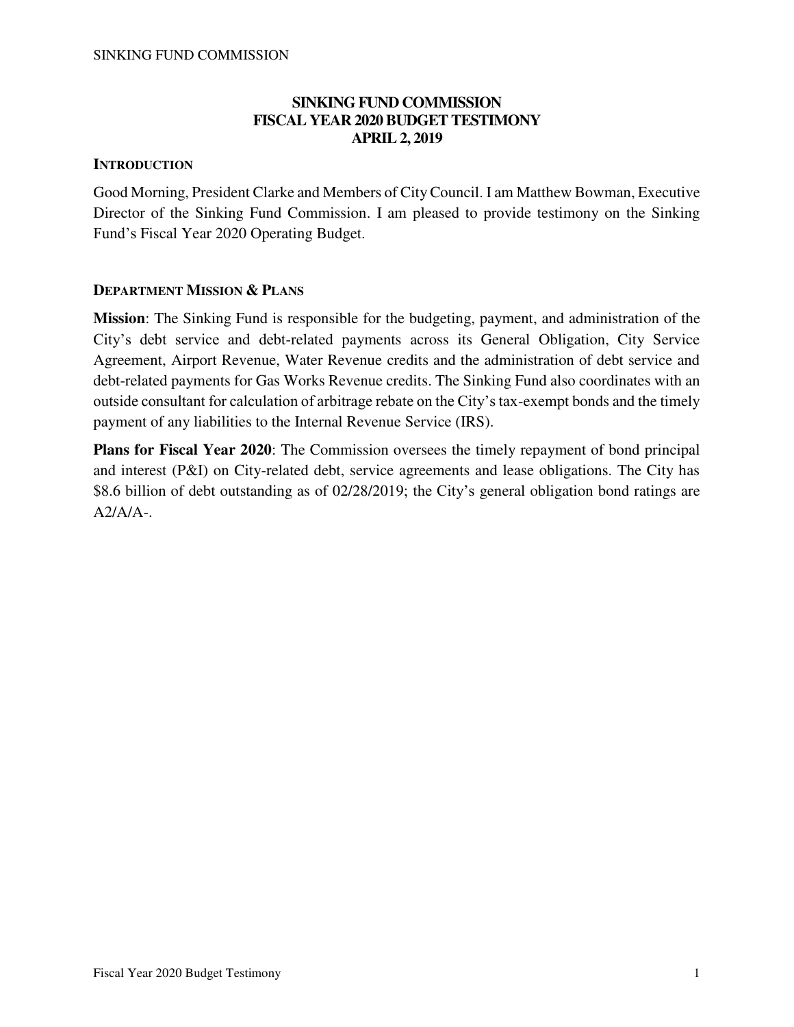# SINKING FUND COMMISSION
# FISCAL YEAR 2020 BUDGET TESTIMONY
# APRIL 2, 2019

## INTRODUCTION

Good Morning, President Clarke and Members of City Council. I am Matthew Bowman, Executive Director of the Sinking Fund Commission. I am pleased to provide testimony on the Sinking Fund's Fiscal Year 2020 Operating Budget.

## DEPARTMENT MISSION & PLANS

**Mission**: The Sinking Fund is responsible for the budgeting, payment, and administration of the City's debt service and debt-related payments across its General Obligation, City Service Agreement, Airport Revenue, Water Revenue credits and the administration of debt service and debt-related payments for Gas Works Revenue credits. The Sinking Fund also coordinates with an outside consultant for calculation of arbitrage rebate on the City's tax-exempt bonds and the timely payment of any liabilities to the Internal Revenue Service (IRS).

**Plans for Fiscal Year 2020**: The Commission oversees the timely repayment of bond principal and interest (P&I) on City-related debt, service agreements and lease obligations. The City has $8.6 billion of debt outstanding as of 02/28/2019; the City's general obligation bond ratings are A2/A/A-.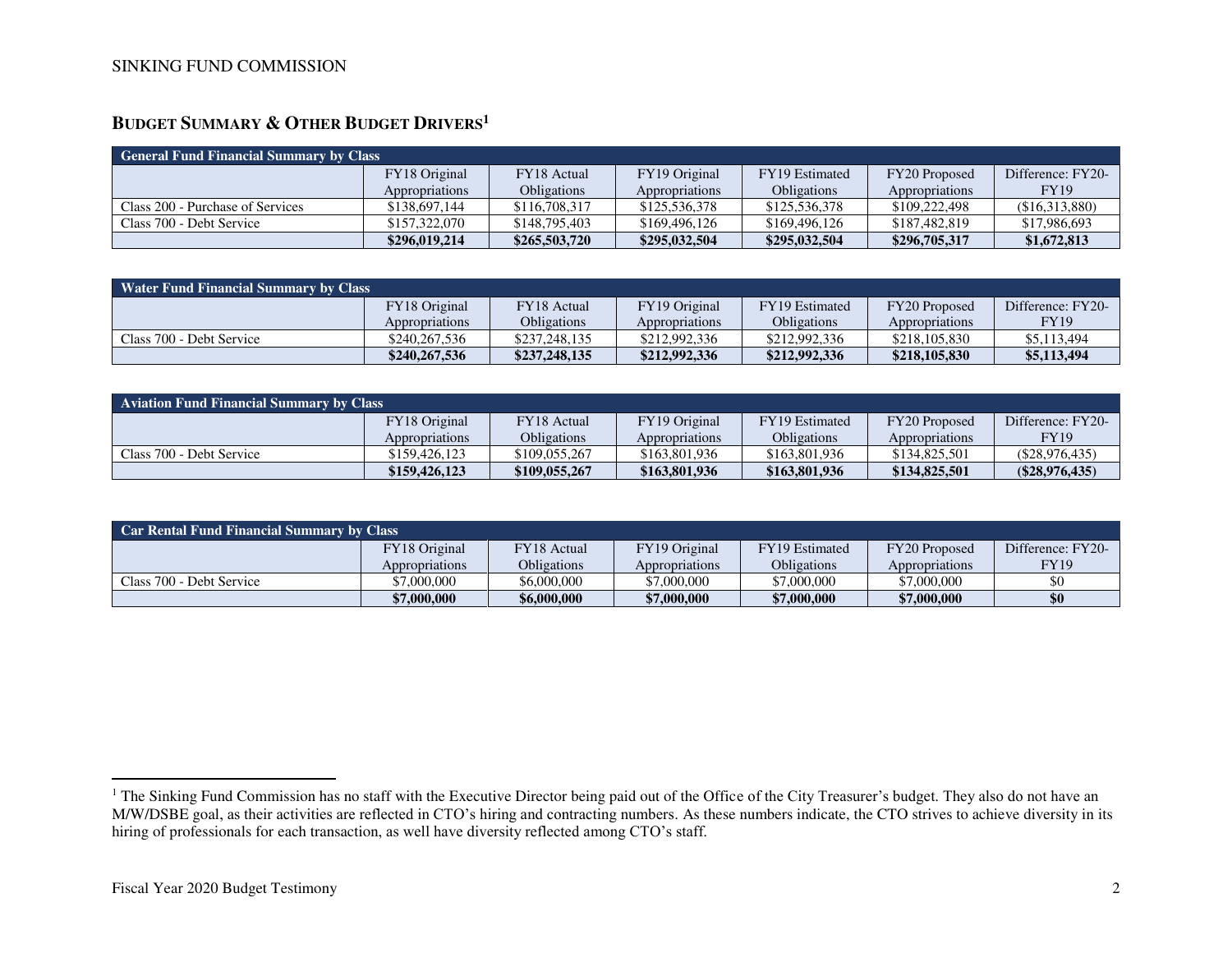SINKING FUND COMMISSION

## BUDGET SUMMARY & OTHER BUDGET DRIVERS[1]

| General Fund Financial Summary by Class | | | | | | |
|---|---|---|---|---|---|---|
| | FY18 Original Appropriations | FY18 Actual Obligations | FY19 Original Appropriations | FY19 Estimated Obligations | FY20 Proposed Appropriations | Difference: FY20-FY19 |
| Class 200 - Purchase of Services | $138,697,144 | $116,708,317 | $125,536,378 | $125,536,378 | $109,222,498 | ($16,313,880) |
| Class 700 - Debt Service | $157,322,070 | $148,795,403 | $169,496,126 | $169,496,126 | $187,482,819 | $17,986,693 |
| | **$296,019,214** | **$265,503,720** | **$295,032,504** | **$295,032,504** | **$296,705,317** | **$1,672,813** |

| Water Fund Financial Summary by Class | | | | | | |
|---|---|---|---|---|---|---|
| | FY18 Original Appropriations | FY18 Actual Obligations | FY19 Original Appropriations | FY19 Estimated Obligations | FY20 Proposed Appropriations | Difference: FY20-FY19 |
| Class 700 - Debt Service | $240,267,536 | $237,248,135 | $212,992,336 | $212,992,336 | $218,105,830 | $5,113,494 |
| | **$240,267,536** | **$237,248,135** | **$212,992,336** | **$212,992,336** | **$218,105,830** | **$5,113,494** |

| Aviation Fund Financial Summary by Class | | | | | | |
|---|---|---|---|---|---|---|
| | FY18 Original Appropriations | FY18 Actual Obligations | FY19 Original Appropriations | FY19 Estimated Obligations | FY20 Proposed Appropriations | Difference: FY20-FY19 |
| Class 700 - Debt Service | $159,426,123 | $109,055,267 | $163,801,936 | $163,801,936 | $134,825,501 | ($28,976,435) |
| | **$159,426,123** | **$109,055,267** | **$163,801,936** | **$163,801,936** | **$134,825,501** | **($28,976,435)** |

| Car Rental Fund Financial Summary by Class | | | | | | |
|---|---|---|---|---|---|---|
| | FY18 Original Appropriations | FY18 Actual Obligations | FY19 Original Appropriations | FY19 Estimated Obligations | FY20 Proposed Appropriations | Difference: FY20-FY19 |
| Class 700 - Debt Service | $7,000,000 | $6,000,000 | $7,000,000 | $7,000,000 | $7,000,000 | $0 |
| | **$7,000,000** | **$6,000,000** | **$7,000,000** | **$7,000,000** | **$7,000,000** | **$0** |

[1] The Sinking Fund Commission has no staff with the Executive Director being paid out of the Office of the City Treasurer's budget. They also do not have an M/W/DSBE goal, as their activities are reflected in CTO's hiring and contracting numbers. As these numbers indicate, the CTO strives to achieve diversity in its hiring of professionals for each transaction, as well have diversity reflected among CTO's staff.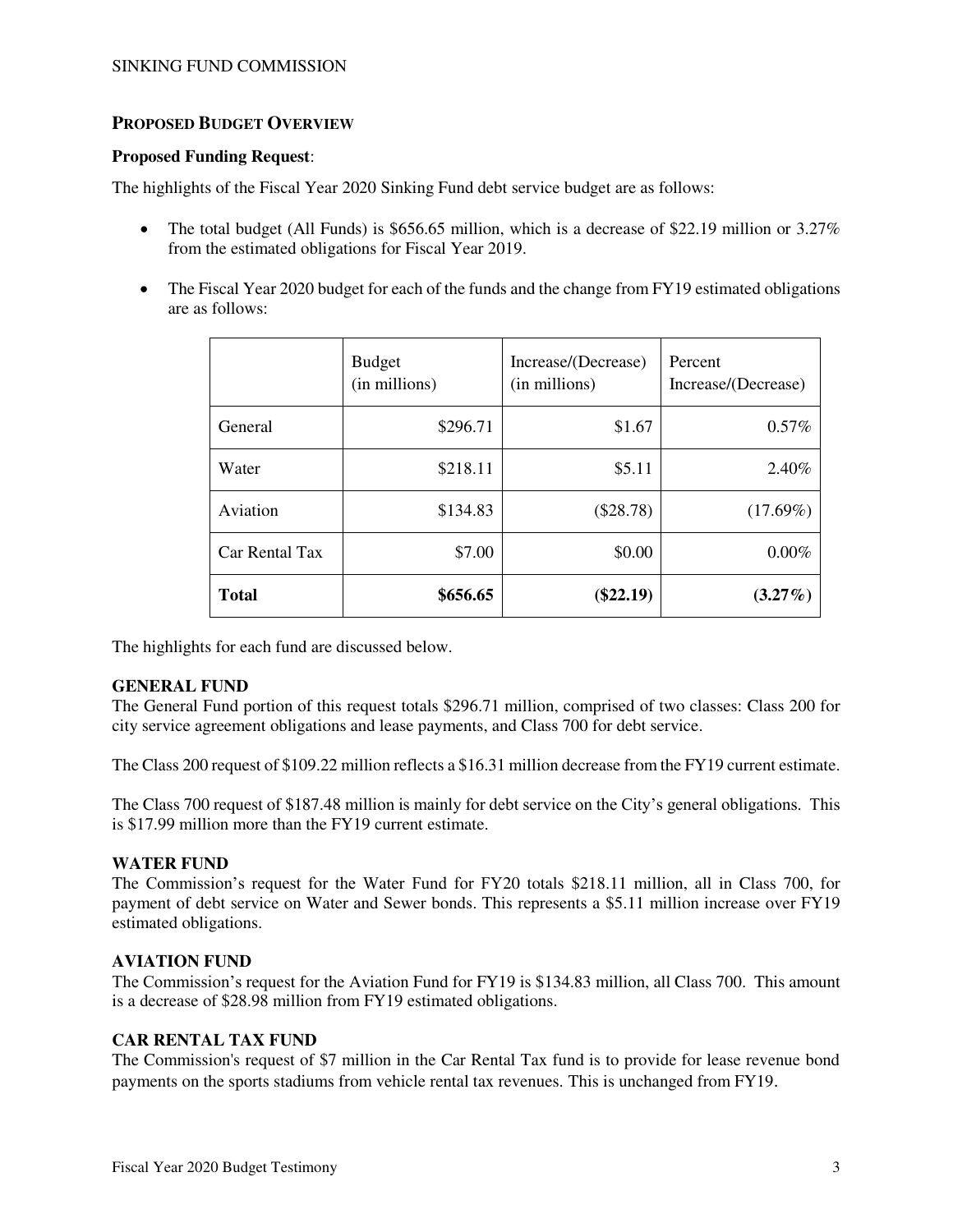## PROPOSED BUDGET OVERVIEW

**Proposed Funding Request**:

The highlights of the Fiscal Year 2020 Sinking Fund debt service budget are as follows:

- The total budget (All Funds) is $656.65 million, which is a decrease of $22.19 million or 3.27% from the estimated obligations for Fiscal Year 2019.
- The Fiscal Year 2020 budget for each of the funds and the change from FY19 estimated obligations are as follows:

| | Budget (in millions) | Increase/(Decrease) (in millions) | Percent Increase/(Decrease) |
|---|---|---|---|
| General | $296.71 | $1.67 | 0.57% |
| Water | $218.11 | $5.11 | 2.40% |
| Aviation | $134.83 | ($28.78) | (17.69%) |
| Car Rental Tax | $7.00 | $0.00 | 0.00% |
| **Total** | **$656.65** | **($22.19)** | **(3.27%)** |

The highlights for each fund are discussed below.

### GENERAL FUND

The General Fund portion of this request totals $296.71 million, comprised of two classes: Class 200 for city service agreement obligations and lease payments, and Class 700 for debt service.

The Class 200 request of $109.22 million reflects a $16.31 million decrease from the FY19 current estimate.

The Class 700 request of $187.48 million is mainly for debt service on the City's general obligations. This is $17.99 million more than the FY19 current estimate.

### WATER FUND

The Commission's request for the Water Fund for FY20 totals $218.11 million, all in Class 700, for payment of debt service on Water and Sewer bonds. This represents a $5.11 million increase over FY19 estimated obligations.

### AVIATION FUND

The Commission's request for the Aviation Fund for FY19 is $134.83 million, all Class 700. This amount is a decrease of $28.98 million from FY19 estimated obligations.

### CAR RENTAL TAX FUND

The Commission's request of $7 million in the Car Rental Tax fund is to provide for lease revenue bond payments on the sports stadiums from vehicle rental tax revenues. This is unchanged from FY19.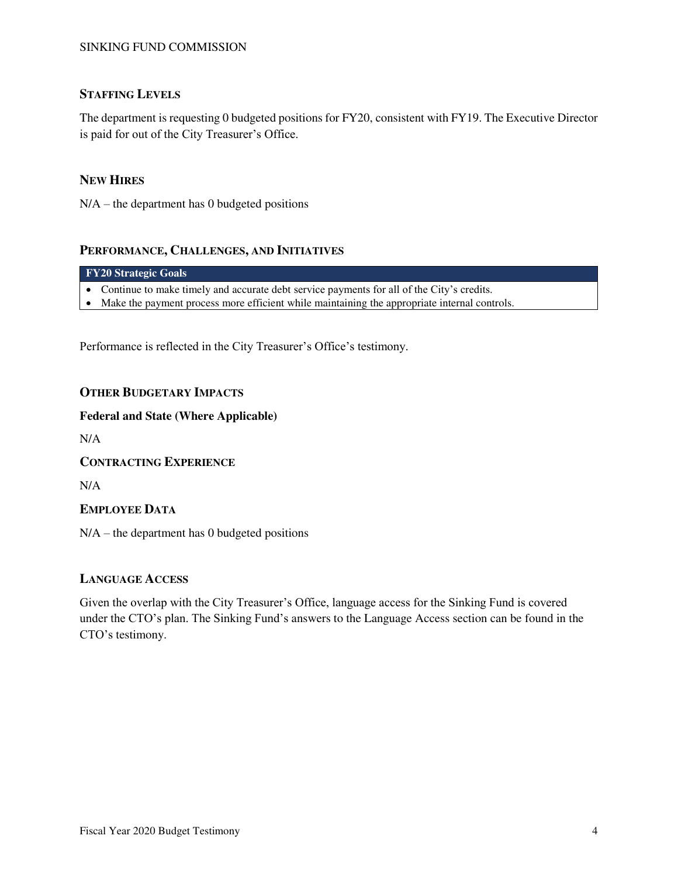## STAFFING LEVELS

The department is requesting 0 budgeted positions for FY20, consistent with FY19. The Executive Director is paid for out of the City Treasurer's Office.

## NEW HIRES

N/A – the department has 0 budgeted positions

## PERFORMANCE, CHALLENGES, AND INITIATIVES

| FY20 Strategic Goals |
|---|
| • Continue to make timely and accurate debt service payments for all of the City's credits. |
| • Make the payment process more efficient while maintaining the appropriate internal controls. |

Performance is reflected in the City Treasurer's Office's testimony.

## OTHER BUDGETARY IMPACTS

**Federal and State (Where Applicable)**

N/A

## CONTRACTING EXPERIENCE

N/A

## EMPLOYEE DATA

N/A – the department has 0 budgeted positions

## LANGUAGE ACCESS

Given the overlap with the City Treasurer's Office, language access for the Sinking Fund is covered under the CTO's plan. The Sinking Fund's answers to the Language Access section can be found in the CTO's testimony.